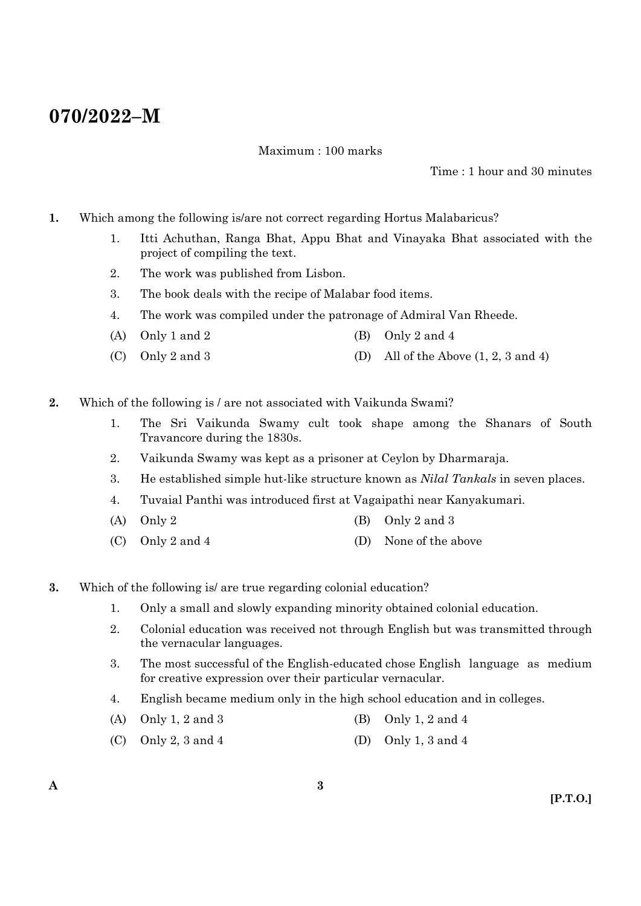# 070/2022–M

Maximum : 100 marks

Time : 1 hour and 30 minutes

**1.** Which among the following is/are not correct regarding Hortus Malabaricus?

1. Itti Achuthan, Ranga Bhat, Appu Bhat and Vinayaka Bhat associated with the project of compiling the text.
2. The work was published from Lisbon.
3. The book deals with the recipe of Malabar food items.
4. The work was compiled under the patronage of Admiral Van Rheede.

(A) Only 1 and 2
(B) Only 2 and 4
(C) Only 2 and 3
(D) All of the Above (1, 2, 3 and 4)

**2.** Which of the following is / are not associated with Vaikunda Swami?

1. The Sri Vaikunda Swamy cult took shape among the Shanars of South Travancore during the 1830s.
2. Vaikunda Swamy was kept as a prisoner at Ceylon by Dharmaraja.
3. He established simple hut-like structure known as *Nilal Tankals* in seven places.
4. Tuvaial Panthi was introduced first at Vagaipathi near Kanyakumari.

(A) Only 2
(B) Only 2 and 3
(C) Only 2 and 4
(D) None of the above

**3.** Which of the following is/ are true regarding colonial education?

1. Only a small and slowly expanding minority obtained colonial education.
2. Colonial education was received not through English but was transmitted through the vernacular languages.
3. The most successful of the English-educated chose English language as medium for creative expression over their particular vernacular.
4. English became medium only in the high school education and in colleges.

(A) Only 1, 2 and 3
(B) Only 1, 2 and 4
(C) Only 2, 3 and 4
(D) Only 1, 3 and 4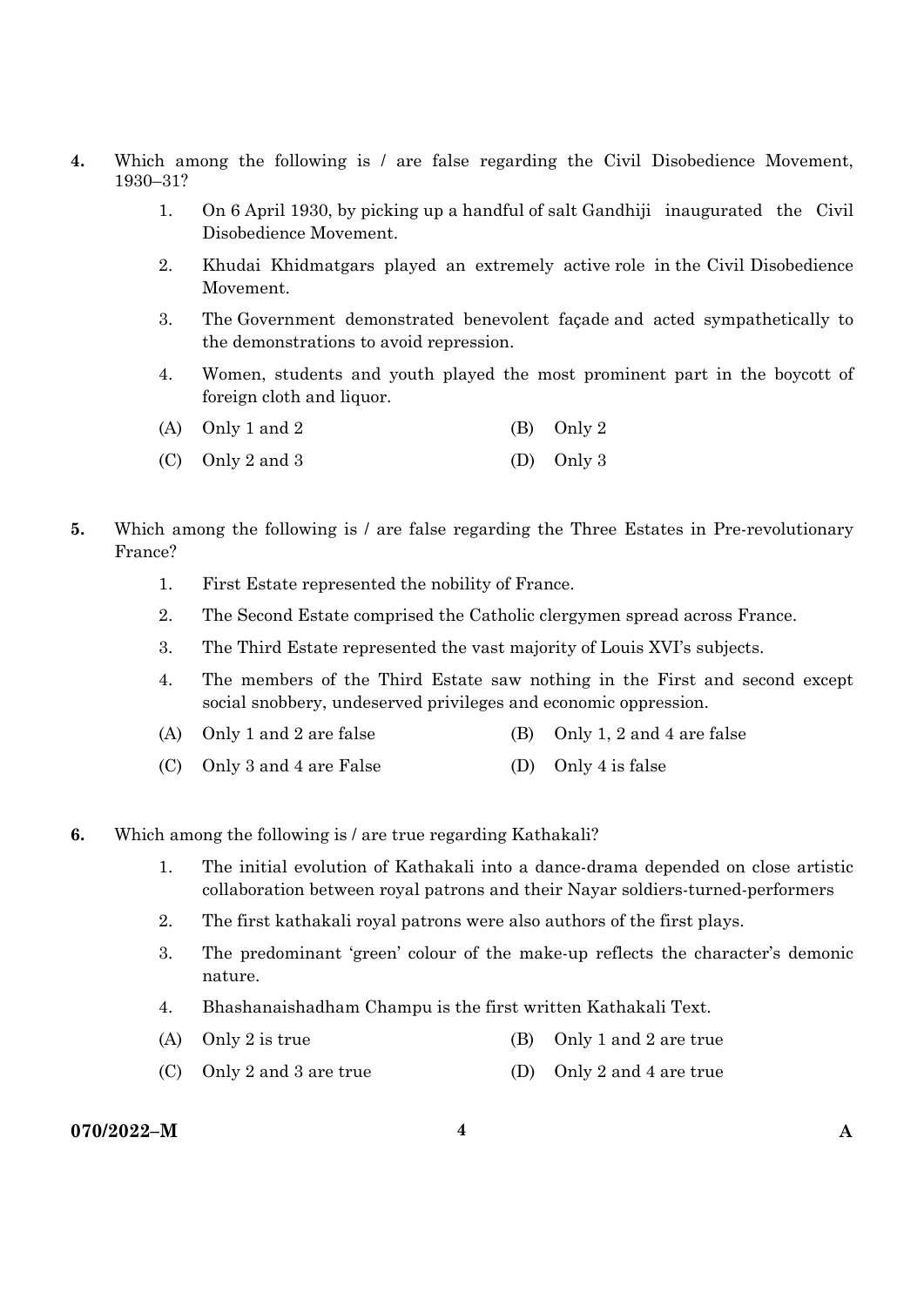4. Which among the following is / are false regarding the Civil Disobedience Movement, 1930–31?

   1. On 6 April 1930, by picking up a handful of salt Gandhiji inaugurated the Civil Disobedience Movement.
   2. Khudai Khidmatgars played an extremely active role in the Civil Disobedience Movement.
   3. The Government demonstrated benevolent façade and acted sympathetically to the demonstrations to avoid repression.
   4. Women, students and youth played the most prominent part in the boycott of foreign cloth and liquor.

   (A) Only 1 and 2
   (B) Only 2
   (C) Only 2 and 3
   (D) Only 3

5. Which among the following is / are false regarding the Three Estates in Pre-revolutionary France?

   1. First Estate represented the nobility of France.
   2. The Second Estate comprised the Catholic clergymen spread across France.
   3. The Third Estate represented the vast majority of Louis XVI's subjects.
   4. The members of the Third Estate saw nothing in the First and second except social snobbery, undeserved privileges and economic oppression.

   (A) Only 1 and 2 are false
   (B) Only 1, 2 and 4 are false
   (C) Only 3 and 4 are False
   (D) Only 4 is false

6. Which among the following is / are true regarding Kathakali?

   1. The initial evolution of Kathakali into a dance-drama depended on close artistic collaboration between royal patrons and their Nayar soldiers-turned-performers
   2. The first kathakali royal patrons were also authors of the first plays.
   3. The predominant 'green' colour of the make-up reflects the character's demonic nature.
   4. Bhashanaishadham Champu is the first written Kathakali Text.

   (A) Only 2 is true
   (B) Only 1 and 2 are true
   (C) Only 2 and 3 are true
   (D) Only 2 and 4 are true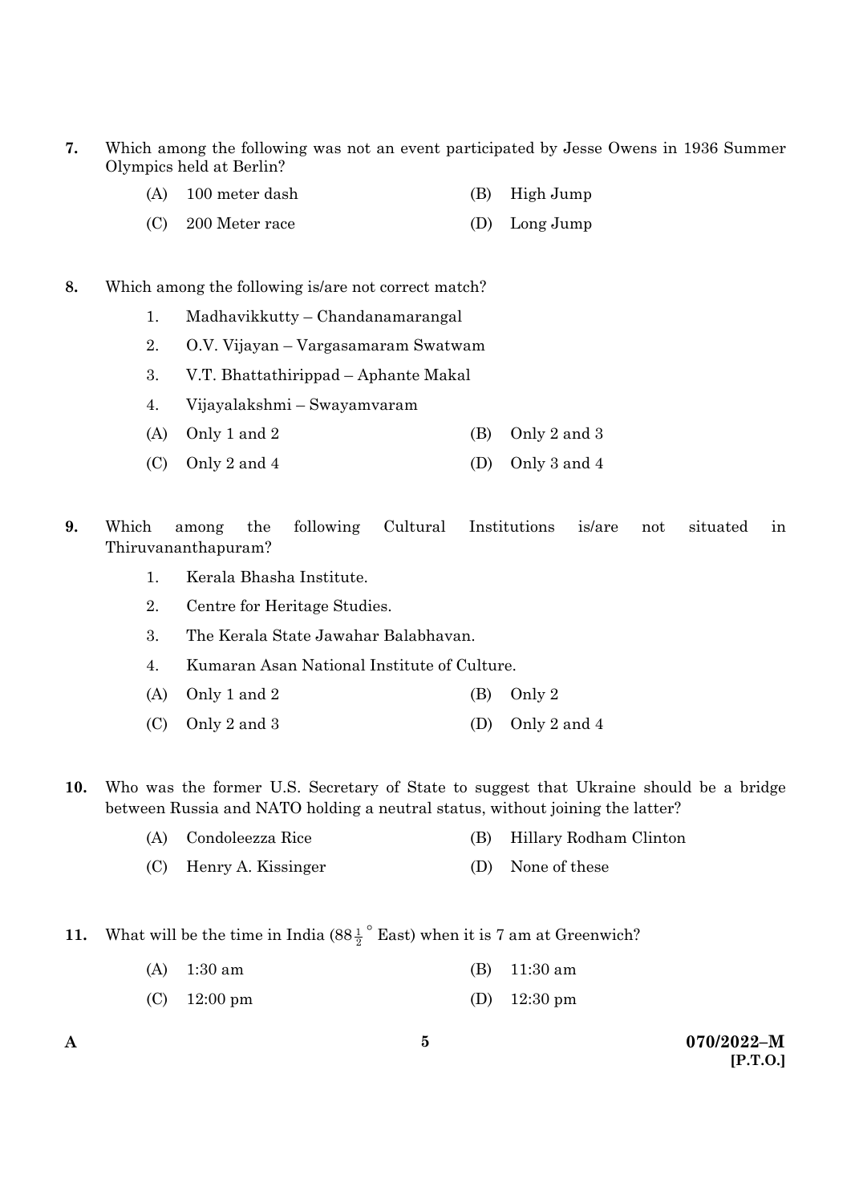7. Which among the following was not an event participated by Jesse Owens in 1936 Summer Olympics held at Berlin?

   (A) 100 meter dash  
   (B) High Jump  
   (C) 200 Meter race  
   (D) Long Jump

8. Which among the following is/are not correct match?

   1. Madhavikkutty – Chandanamarangal
   2. O.V. Vijayan – Vargasamaram Swatwam
   3. V.T. Bhattathirippad – Aphante Makal
   4. Vijayalakshmi – Swayamvaram

   (A) Only 1 and 2  
   (B) Only 2 and 3  
   (C) Only 2 and 4  
   (D) Only 3 and 4

9. Which among the following Cultural Institutions is/are not situated in Thiruvananthapuram?

   1. Kerala Bhasha Institute.
   2. Centre for Heritage Studies.
   3. The Kerala State Jawahar Balabhavan.
   4. Kumaran Asan National Institute of Culture.

   (A) Only 1 and 2  
   (B) Only 2  
   (C) Only 2 and 3  
   (D) Only 2 and 4

10. Who was the former U.S. Secretary of State to suggest that Ukraine should be a bridge between Russia and NATO holding a neutral status, without joining the latter?

    (A) Condoleezza Rice  
    (B) Hillary Rodham Clinton  
    (C) Henry A. Kissinger  
    (D) None of these

11. What will be the time in India ($88\frac{1}{2}^\circ$ East) when it is 7 am at Greenwich?

    (A) 1:30 am  
    (B) 11:30 am  
    (C) 12:00 pm  
    (D) 12:30 pm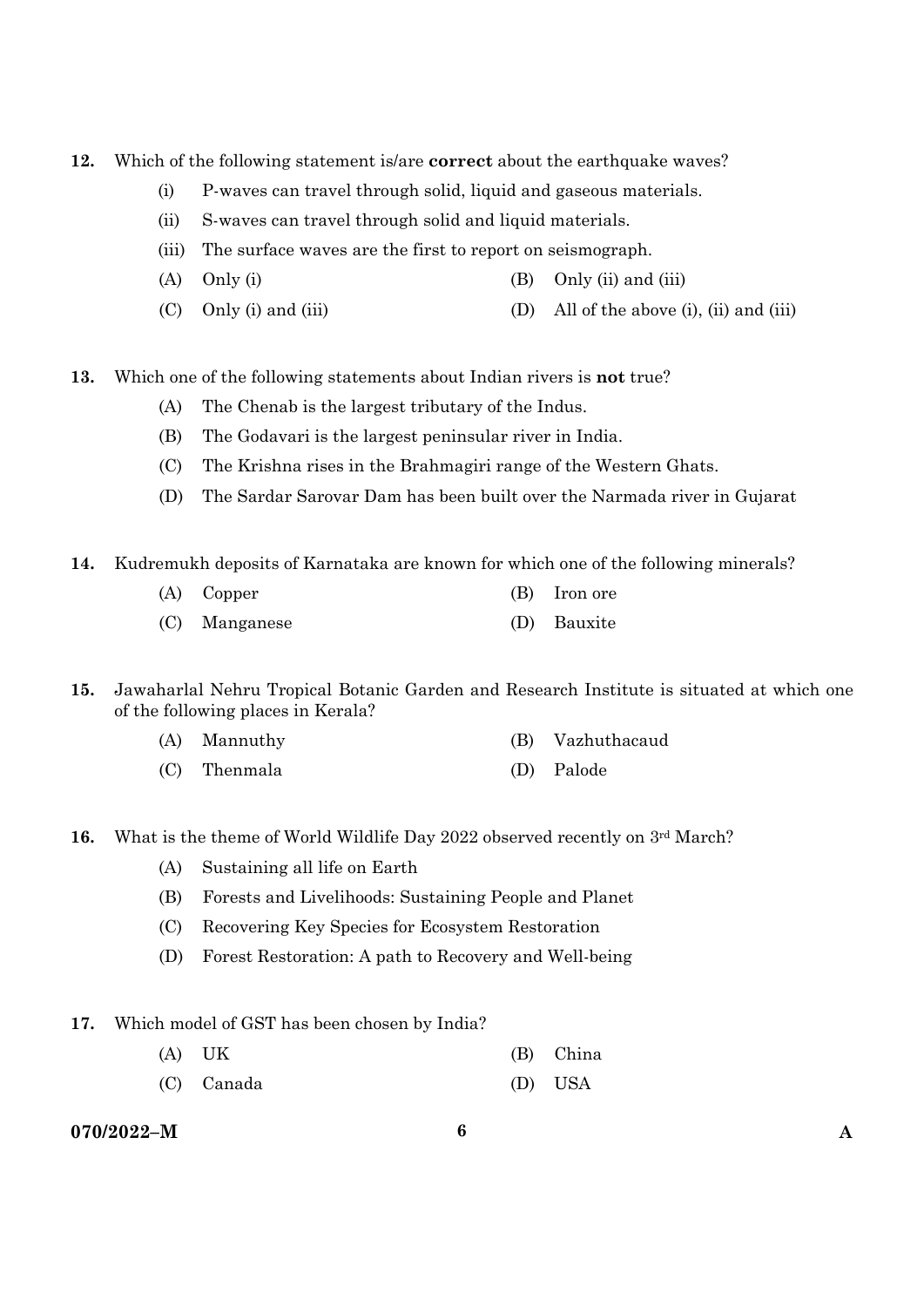12. Which of the following statement is/are **correct** about the earthquake waves?

    (i) P-waves can travel through solid, liquid and gaseous materials.

    (ii) S-waves can travel through solid and liquid materials.

    (iii) The surface waves are the first to report on seismograph.

    (A) Only (i)
    (B) Only (ii) and (iii)
    (C) Only (i) and (iii)
    (D) All of the above (i), (ii) and (iii)

13. Which one of the following statements about Indian rivers is **not** true?

    (A) The Chenab is the largest tributary of the Indus.
    (B) The Godavari is the largest peninsular river in India.
    (C) The Krishna rises in the Brahmagiri range of the Western Ghats.
    (D) The Sardar Sarovar Dam has been built over the Narmada river in Gujarat

14. Kudremukh deposits of Karnataka are known for which one of the following minerals?

    (A) Copper
    (B) Iron ore
    (C) Manganese
    (D) Bauxite

15. Jawaharlal Nehru Tropical Botanic Garden and Research Institute is situated at which one of the following places in Kerala?

    (A) Mannuthy
    (B) Vazhuthacaud
    (C) Thenmala
    (D) Palode

16. What is the theme of World Wildlife Day 2022 observed recently on 3rd March?

    (A) Sustaining all life on Earth
    (B) Forests and Livelihoods: Sustaining People and Planet
    (C) Recovering Key Species for Ecosystem Restoration
    (D) Forest Restoration: A path to Recovery and Well-being

17. Which model of GST has been chosen by India?

    (A) UK
    (B) China
    (C) Canada
    (D) USA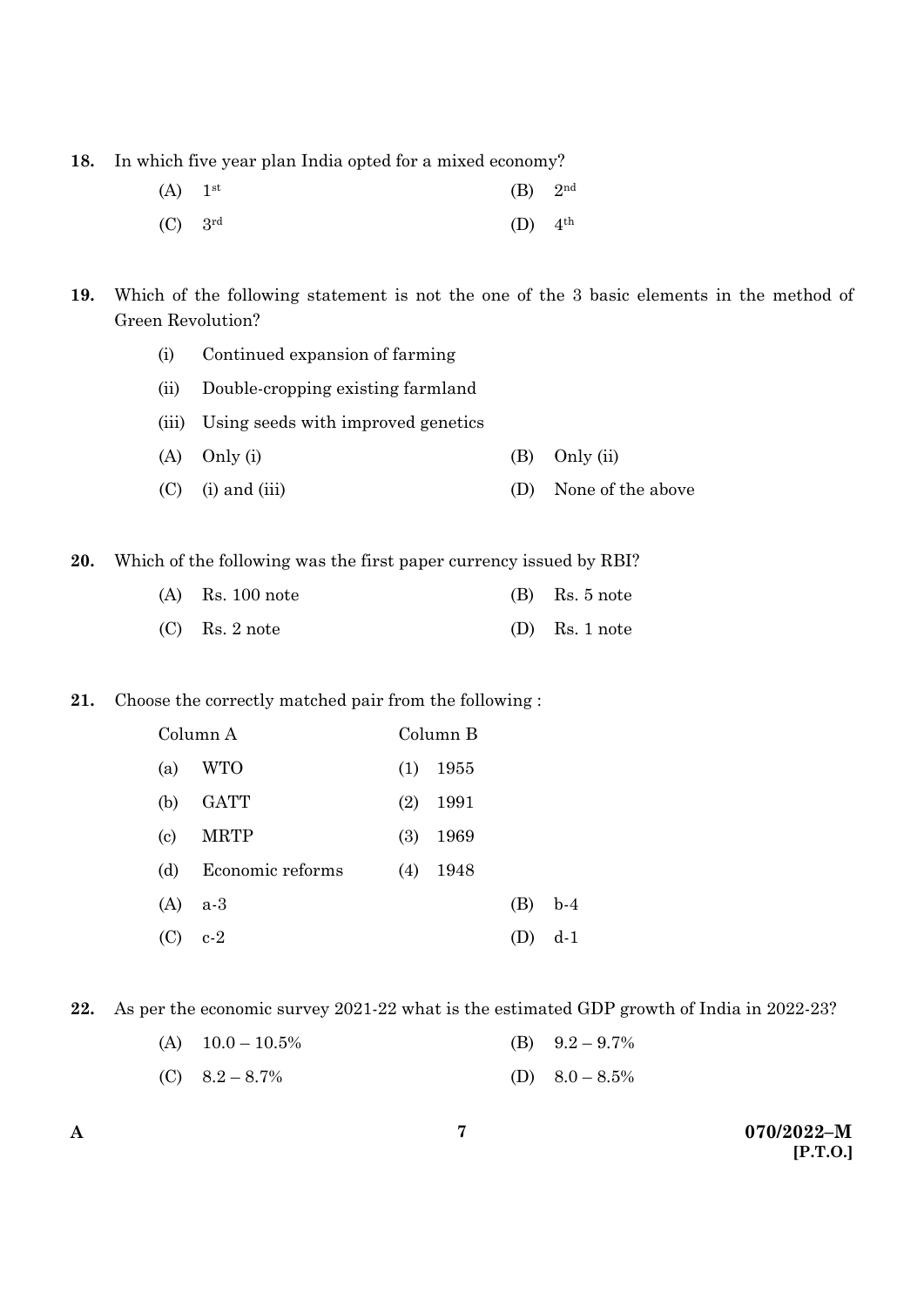18. In which five year plan India opted for a mixed economy?

(A) 1st  (B) 2nd

(C) 3rd  (D) 4th

19. Which of the following statement is not the one of the 3 basic elements in the method of Green Revolution?

(i) Continued expansion of farming

(ii) Double-cropping existing farmland

(iii) Using seeds with improved genetics

(A) Only (i)  (B) Only (ii)

(C) (i) and (iii)  (D) None of the above

20. Which of the following was the first paper currency issued by RBI?

(A) Rs. 100 note  (B) Rs. 5 note

(C) Rs. 2 note  (D) Rs. 1 note

21. Choose the correctly matched pair from the following :

| Column A | Column B |
|---|---|
| (a) WTO | (1) 1955 |
| (b) GATT | (2) 1991 |
| (c) MRTP | (3) 1969 |
| (d) Economic reforms | (4) 1948 |

(A) a-3  (B) b-4

(C) c-2  (D) d-1

22. As per the economic survey 2021-22 what is the estimated GDP growth of India in 2022-23?

(A) 10.0 – 10.5%  (B) 9.2 – 9.7%

(C) 8.2 – 8.7%  (D) 8.0 – 8.5%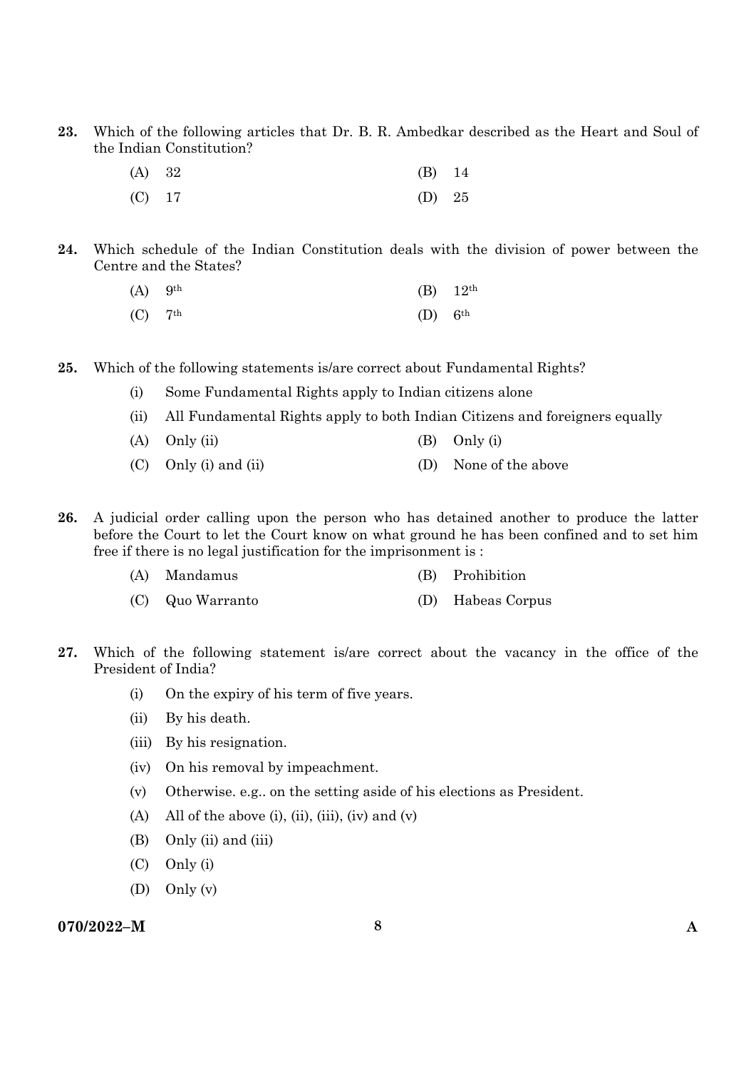23. Which of the following articles that Dr. B. R. Ambedkar described as the Heart and Soul of the Indian Constitution?

(A) 32
(B) 14
(C) 17
(D) 25

24. Which schedule of the Indian Constitution deals with the division of power between the Centre and the States?

(A) 9th
(B) 12th
(C) 7th
(D) 6th

25. Which of the following statements is/are correct about Fundamental Rights?

(i) Some Fundamental Rights apply to Indian citizens alone

(ii) All Fundamental Rights apply to both Indian Citizens and foreigners equally

(A) Only (ii)
(B) Only (i)
(C) Only (i) and (ii)
(D) None of the above

26. A judicial order calling upon the person who has detained another to produce the latter before the Court to let the Court know on what ground he has been confined and to set him free if there is no legal justification for the imprisonment is :

(A) Mandamus
(B) Prohibition
(C) Quo Warranto
(D) Habeas Corpus

27. Which of the following statement is/are correct about the vacancy in the office of the President of India?

(i) On the expiry of his term of five years.

(ii) By his death.

(iii) By his resignation.

(iv) On his removal by impeachment.

(v) Otherwise. e.g.. on the setting aside of his elections as President.

(A) All of the above (i), (ii), (iii), (iv) and (v)
(B) Only (ii) and (iii)
(C) Only (i)
(D) Only (v)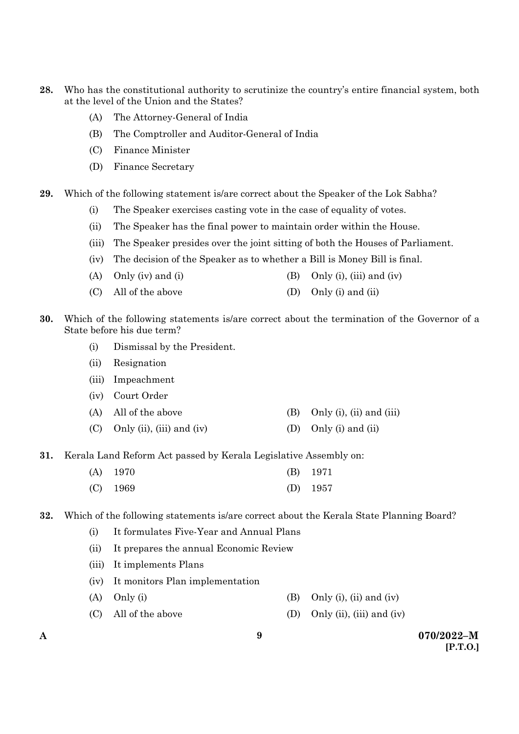**28.** Who has the constitutional authority to scrutinize the country's entire financial system, both at the level of the Union and the States?

(A) The Attorney-General of India

(B) The Comptroller and Auditor-General of India

(C) Finance Minister

(D) Finance Secretary

**29.** Which of the following statement is/are correct about the Speaker of the Lok Sabha?

(i) The Speaker exercises casting vote in the case of equality of votes.

(ii) The Speaker has the final power to maintain order within the House.

(iii) The Speaker presides over the joint sitting of both the Houses of Parliament.

(iv) The decision of the Speaker as to whether a Bill is Money Bill is final.

(A) Only (iv) and (i)

(B) Only (i), (iii) and (iv)

(C) All of the above

(D) Only (i) and (ii)

**30.** Which of the following statements is/are correct about the termination of the Governor of a State before his due term?

(i) Dismissal by the President.

(ii) Resignation

(iii) Impeachment

(iv) Court Order

(A) All of the above

(B) Only (i), (ii) and (iii)

(C) Only (ii), (iii) and (iv)

(D) Only (i) and (ii)

**31.** Kerala Land Reform Act passed by Kerala Legislative Assembly on:

(A) 1970

(B) 1971

(C) 1969

(D) 1957

**32.** Which of the following statements is/are correct about the Kerala State Planning Board?

(i) It formulates Five-Year and Annual Plans

(ii) It prepares the annual Economic Review

(iii) It implements Plans

(iv) It monitors Plan implementation

(A) Only (i)

(B) Only (i), (ii) and (iv)

(C) All of the above

(D) Only (ii), (iii) and (iv)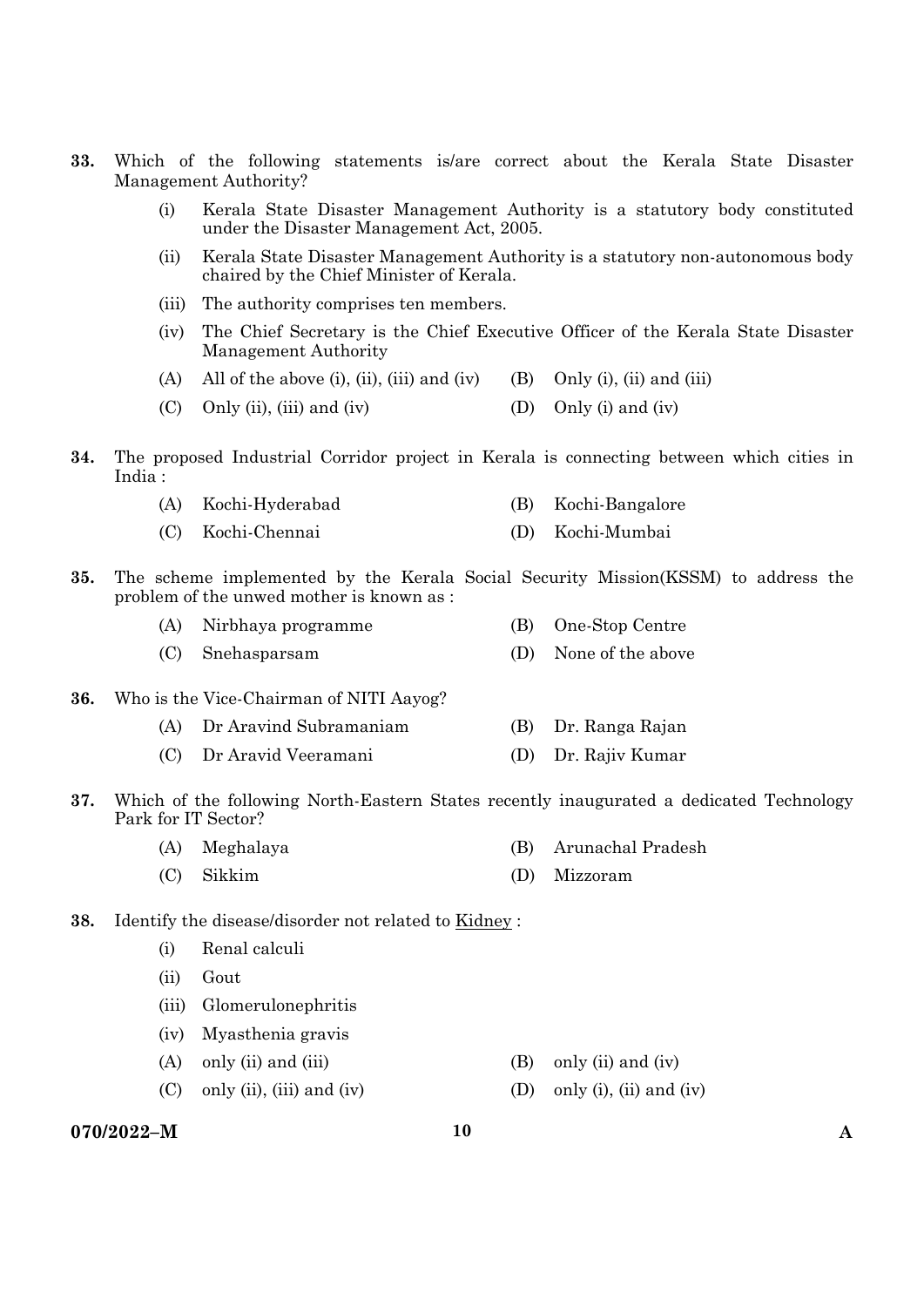33. Which of the following statements is/are correct about the Kerala State Disaster Management Authority?

    (i) Kerala State Disaster Management Authority is a statutory body constituted under the Disaster Management Act, 2005.

    (ii) Kerala State Disaster Management Authority is a statutory non-autonomous body chaired by the Chief Minister of Kerala.

    (iii) The authority comprises ten members.

    (iv) The Chief Secretary is the Chief Executive Officer of the Kerala State Disaster Management Authority

    (A) All of the above (i), (ii), (iii) and (iv)
    (B) Only (i), (ii) and (iii)
    (C) Only (ii), (iii) and (iv)
    (D) Only (i) and (iv)

34. The proposed Industrial Corridor project in Kerala is connecting between which cities in India :

    (A) Kochi-Hyderabad
    (B) Kochi-Bangalore
    (C) Kochi-Chennai
    (D) Kochi-Mumbai

35. The scheme implemented by the Kerala Social Security Mission(KSSM) to address the problem of the unwed mother is known as :

    (A) Nirbhaya programme
    (B) One-Stop Centre
    (C) Snehasparsam
    (D) None of the above

36. Who is the Vice-Chairman of NITI Aayog?

    (A) Dr Aravind Subramaniam
    (B) Dr. Ranga Rajan
    (C) Dr Aravid Veeramani
    (D) Dr. Rajiv Kumar

37. Which of the following North-Eastern States recently inaugurated a dedicated Technology Park for IT Sector?

    (A) Meghalaya
    (B) Arunachal Pradesh
    (C) Sikkim
    (D) Mizzoram

38. Identify the disease/disorder not related to Kidney :

    (i) Renal calculi

    (ii) Gout

    (iii) Glomerulonephritis

    (iv) Myasthenia gravis

    (A) only (ii) and (iii)
    (B) only (ii) and (iv)
    (C) only (ii), (iii) and (iv)
    (D) only (i), (ii) and (iv)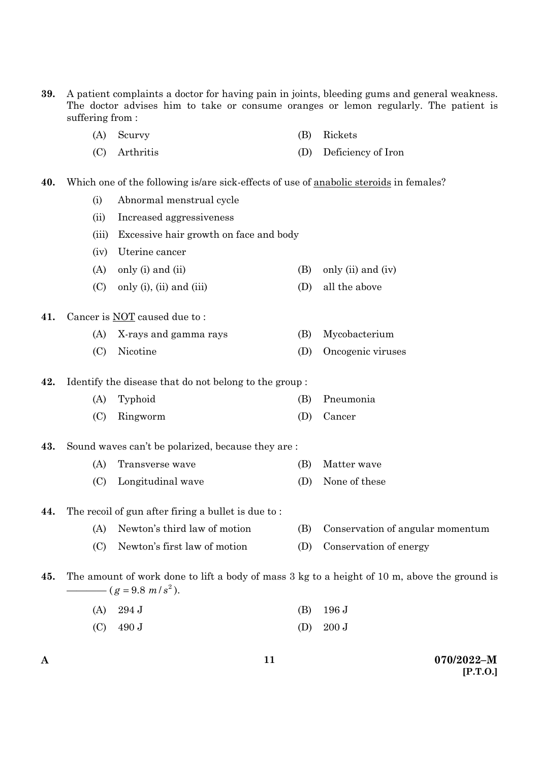39. A patient complaints a doctor for having pain in joints, bleeding gums and general weakness. The doctor advises him to take or consume oranges or lemon regularly. The patient is suffering from :

(A) Scurvy
(B) Rickets
(C) Arthritis
(D) Deficiency of Iron

40. Which one of the following is/are sick-effects of use of <u>anabolic steroids</u> in females?

(i) Abnormal menstrual cycle
(ii) Increased aggressiveness
(iii) Excessive hair growth on face and body
(iv) Uterine cancer

(A) only (i) and (ii)
(B) only (ii) and (iv)
(C) only (i), (ii) and (iii)
(D) all the above

41. Cancer is <u>NOT</u> caused due to :

(A) X-rays and gamma rays
(B) Mycobacterium
(C) Nicotine
(D) Oncogenic viruses

42. Identify the disease that do not belong to the group :

(A) Typhoid
(B) Pneumonia
(C) Ringworm
(D) Cancer

43. Sound waves can't be polarized, because they are :

(A) Transverse wave
(B) Matter wave
(C) Longitudinal wave
(D) None of these

44. The recoil of gun after firing a bullet is due to :

(A) Newton's third law of motion
(B) Conservation of angular momentum
(C) Newton's first law of motion
(D) Conservation of energy

45. The amount of work done to lift a body of mass 3 kg to a height of 10 m, above the ground is ———— ($g = 9.8\ m/s^2$).

(A) 294 J
(B) 196 J
(C) 490 J
(D) 200 J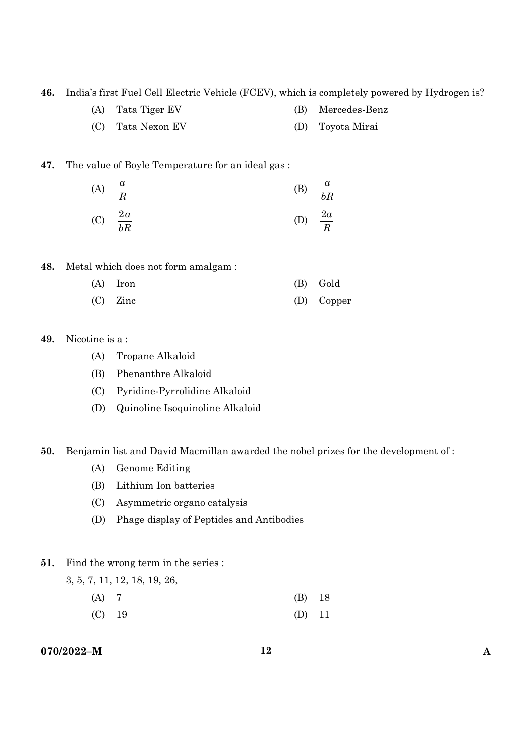46. India's first Fuel Cell Electric Vehicle (FCEV), which is completely powered by Hydrogen is?

    (A) Tata Tiger EV
    (B) Mercedes-Benz
    (C) Tata Nexon EV
    (D) Toyota Mirai

47. The value of Boyle Temperature for an ideal gas :

    (A) $\frac{a}{R}$
    (B) $\frac{a}{bR}$
    (C) $\frac{2a}{bR}$
    (D) $\frac{2a}{R}$

48. Metal which does not form amalgam :

    (A) Iron
    (B) Gold
    (C) Zinc
    (D) Copper

49. Nicotine is a :

    (A) Tropane Alkaloid
    (B) Phenanthre Alkaloid
    (C) Pyridine-Pyrrolidine Alkaloid
    (D) Quinoline Isoquinoline Alkaloid

50. Benjamin list and David Macmillan awarded the nobel prizes for the development of :

    (A) Genome Editing
    (B) Lithium Ion batteries
    (C) Asymmetric organo catalysis
    (D) Phage display of Peptides and Antibodies

51. Find the wrong term in the series :

    3, 5, 7, 11, 12, 18, 19, 26,

    (A) 7
    (B) 18
    (C) 19
    (D) 11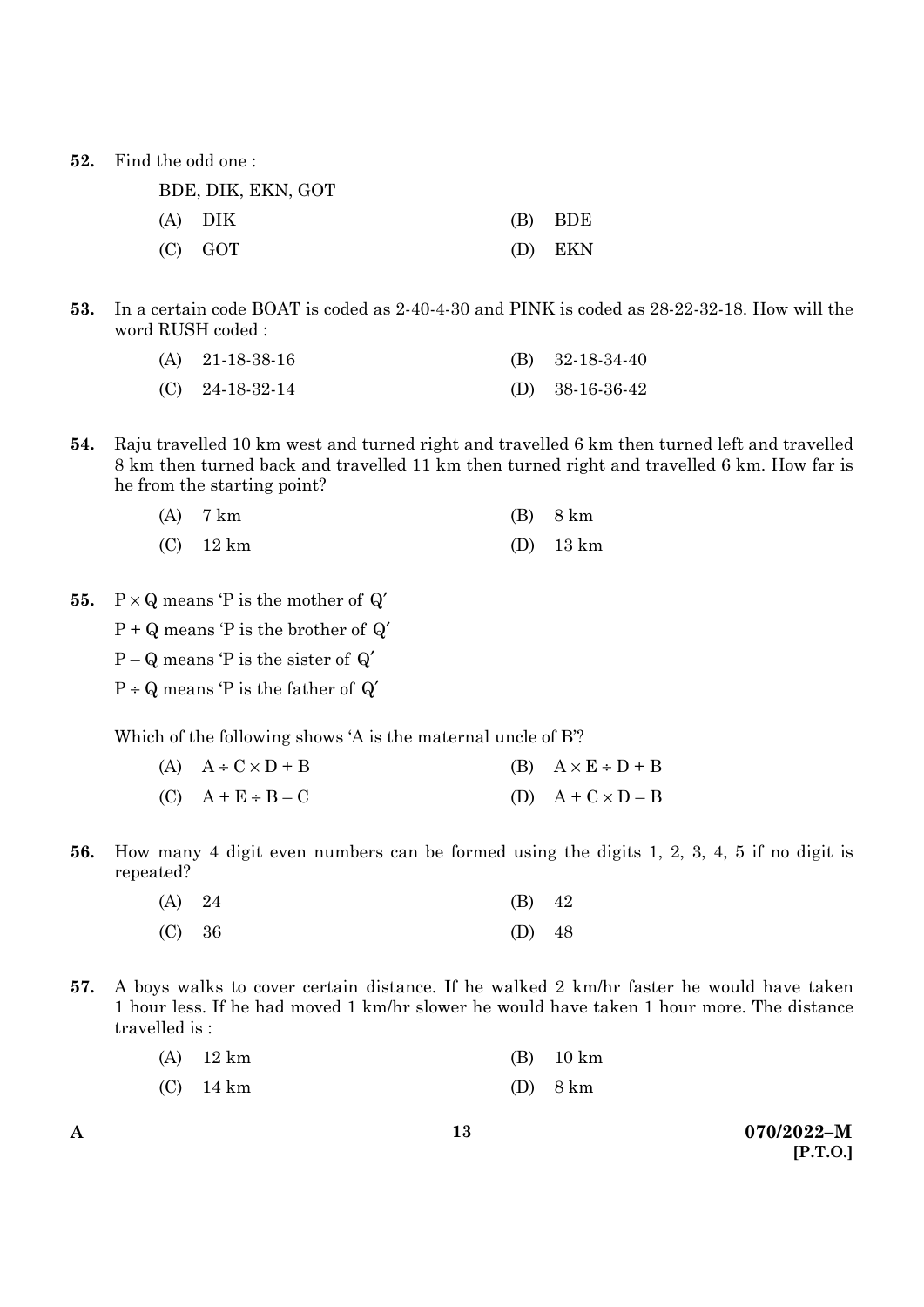52. Find the odd one :

BDE, DIK, EKN, GOT

(A) DIK (B) BDE

(C) GOT (D) EKN

53. In a certain code BOAT is coded as 2-40-4-30 and PINK is coded as 28-22-32-18. How will the word RUSH coded :

(A) 21-18-38-16 (B) 32-18-34-40

(C) 24-18-32-14 (D) 38-16-36-42

54. Raju travelled 10 km west and turned right and travelled 6 km then turned left and travelled 8 km then turned back and travelled 11 km then turned right and travelled 6 km. How far is he from the starting point?

(A) 7 km (B) 8 km

(C) 12 km (D) 13 km

55. $P \times Q$ means 'P is the mother of Q'

$P + Q$ means 'P is the brother of Q'

$P - Q$ means 'P is the sister of Q'

$P \div Q$ means 'P is the father of Q'

Which of the following shows 'A is the maternal uncle of B'?

(A) $A \div C \times D + B$ (B) $A \times E \div D + B$

(C) $A + E \div B - C$ (D) $A + C \times D - B$

56. How many 4 digit even numbers can be formed using the digits 1, 2, 3, 4, 5 if no digit is repeated?

(A) 24 (B) 42

(C) 36 (D) 48

57. A boys walks to cover certain distance. If he walked 2 km/hr faster he would have taken 1 hour less. If he had moved 1 km/hr slower he would have taken 1 hour more. The distance travelled is :

(A) 12 km (B) 10 km

(C) 14 km (D) 8 km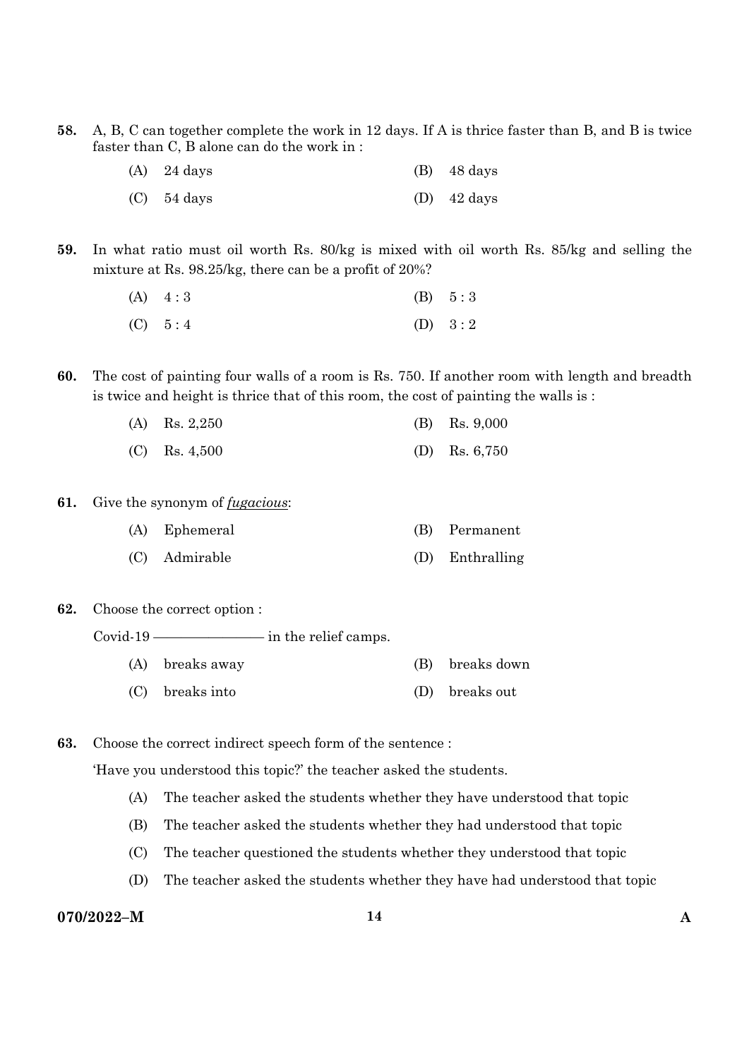58. A, B, C can together complete the work in 12 days. If A is thrice faster than B, and B is twice faster than C, B alone can do the work in :

(A) 24 days
(B) 48 days
(C) 54 days
(D) 42 days

59. In what ratio must oil worth Rs. 80/kg is mixed with oil worth Rs. 85/kg and selling the mixture at Rs. 98.25/kg, there can be a profit of 20%?

(A) 4 : 3
(B) 5 : 3
(C) 5 : 4
(D) 3 : 2

60. The cost of painting four walls of a room is Rs. 750. If another room with length and breadth is twice and height is thrice that of this room, the cost of painting the walls is :

(A) Rs. 2,250
(B) Rs. 9,000
(C) Rs. 4,500
(D) Rs. 6,750

61. Give the synonym of ***fugacious***:

(A) Ephemeral
(B) Permanent
(C) Admirable
(D) Enthralling

62. Choose the correct option :

Covid-19 ———————— in the relief camps.

(A) breaks away
(B) breaks down
(C) breaks into
(D) breaks out

63. Choose the correct indirect speech form of the sentence :

'Have you understood this topic?' the teacher asked the students.

(A) The teacher asked the students whether they have understood that topic
(B) The teacher asked the students whether they had understood that topic
(C) The teacher questioned the students whether they understood that topic
(D) The teacher asked the students whether they have had understood that topic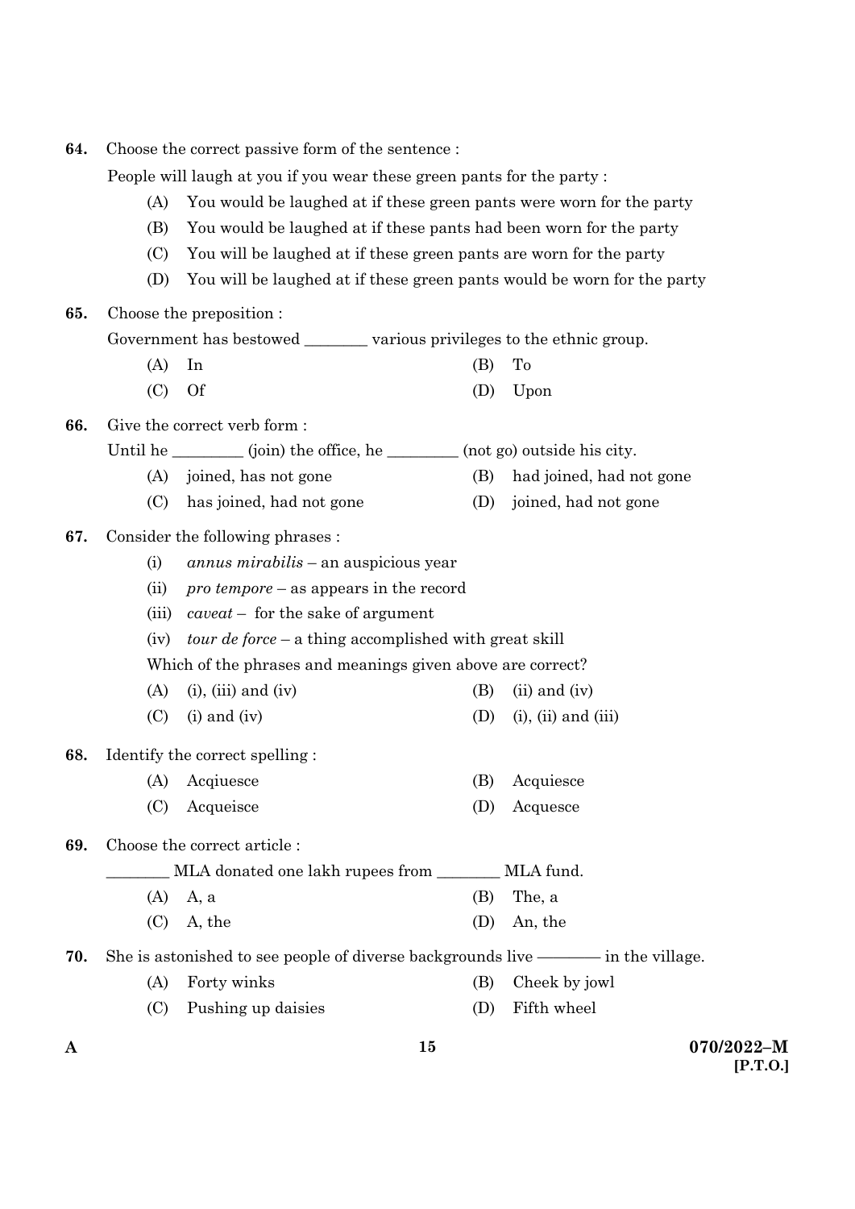64. Choose the correct passive form of the sentence :

People will laugh at you if you wear these green pants for the party :

(A) You would be laughed at if these green pants were worn for the party

(B) You would be laughed at if these pants had been worn for the party

(C) You will be laughed at if these green pants are worn for the party

(D) You will be laughed at if these green pants would be worn for the party

65. Choose the preposition :

Government has bestowed ________ various privileges to the ethnic group.

(A) In (B) To

(C) Of (D) Upon

66. Give the correct verb form :

Until he _________ (join) the office, he _________ (not go) outside his city.

(A) joined, has not gone (B) had joined, had not gone

(C) has joined, had not gone (D) joined, had not gone

67. Consider the following phrases :

(i) *annus mirabilis* – an auspicious year

(ii) *pro tempore* – as appears in the record

(iii) *caveat* – for the sake of argument

(iv) *tour de force* – a thing accomplished with great skill

Which of the phrases and meanings given above are correct?

(A) (i), (iii) and (iv) (B) (ii) and (iv)

(C) (i) and (iv) (D) (i), (ii) and (iii)

68. Identify the correct spelling :

(A) Acqiuesce (B) Acquiesce

(C) Acqueisce (D) Acquesce

69. Choose the correct article :

________ MLA donated one lakh rupees from ________ MLA fund.

(A) A, a (B) The, a

(C) A, the (D) An, the

70. She is astonished to see people of diverse backgrounds live ———— in the village.

(A) Forty winks (B) Cheek by jowl

(C) Pushing up daisies (D) Fifth wheel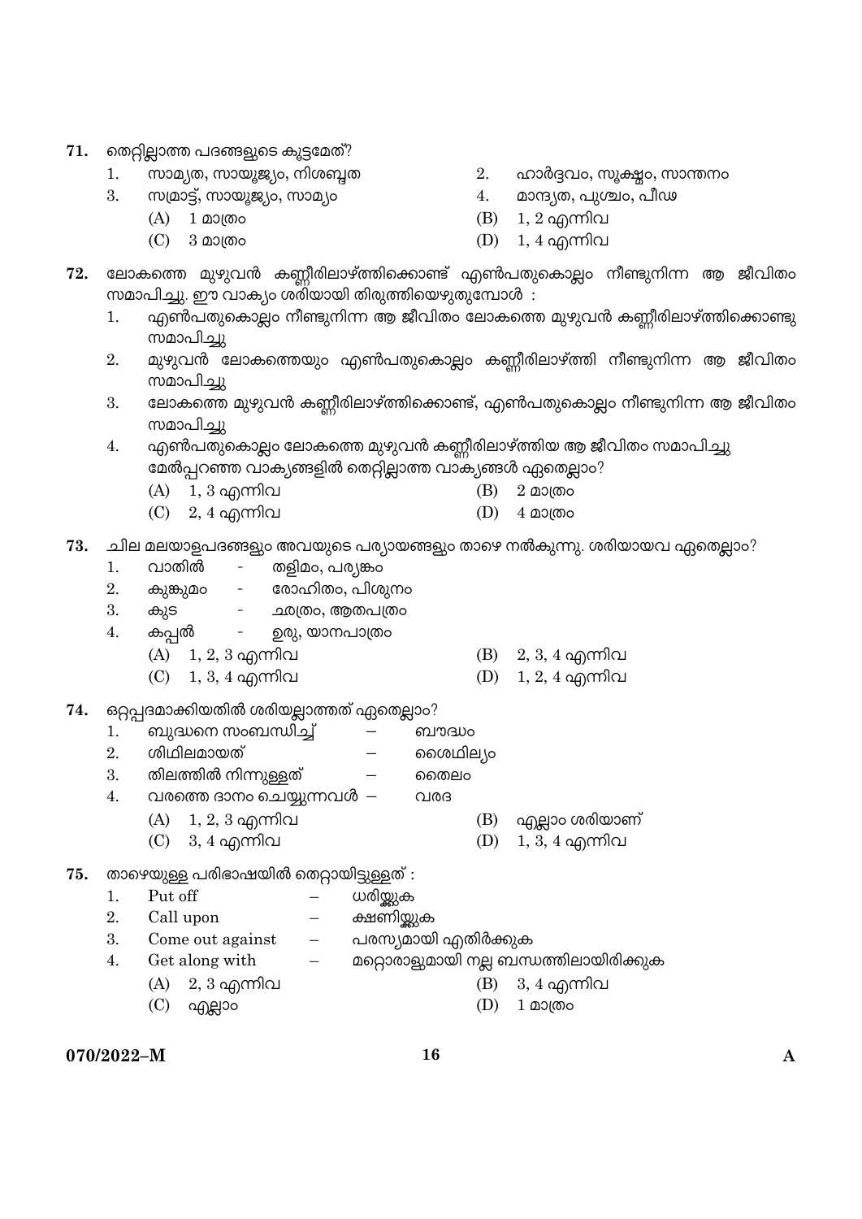71. തെറ്റില്ലാത്ത പദങ്ങളുടെ കൂട്ടമേത്?

1. സാമ്യത, സായൂജ്യം, നിശബ്ദത
2. ഹാർദ്ദവം, സൂക്ഷ്മം, സാന്തനം
3. സമ്രാട്ട്, സായൂജ്യം, സാമ്യം
4. മാന്ദ്യത, പുശ്ചം, പീഢ

(A) 1 മാത്രം
(B) 1, 2 എന്നിവ
(C) 3 മാത്രം
(D) 1, 4 എന്നിവ

72. ലോകത്തെ മുഴുവൻ കണ്ണീരിലാഴ്ത്തിക്കൊണ്ട് എൺപതുകൊല്ലം നീണ്ടുനിന്ന ആ ജീവിതം സമാപിച്ചു. ഈ വാക്യം ശരിയായി തിരുത്തിയെഴുതുമ്പോൾ :

1. എൺപതുകൊല്ലം നീണ്ടുനിന്ന ആ ജീവിതം ലോകത്തെ മുഴുവൻ കണ്ണീരിലാഴ്ത്തിക്കൊണ്ടു സമാപിച്ചു
2. മുഴുവൻ ലോകത്തെയും എൺപതുകൊല്ലം കണ്ണീരിലാഴ്ത്തി നീണ്ടുനിന്ന ആ ജീവിതം സമാപിച്ചു
3. ലോകത്തെ മുഴുവൻ കണ്ണീരിലാഴ്ത്തിക്കൊണ്ട്, എൺപതുകൊല്ലം നീണ്ടുനിന്ന ആ ജീവിതം സമാപിച്ചു
4. എൺപതുകൊല്ലം ലോകത്തെ മുഴുവൻ കണ്ണീരിലാഴ്ത്തിയ ആ ജീവിതം സമാപിച്ചു

മേൽപ്പറഞ്ഞ വാക്യങ്ങളിൽ തെറ്റില്ലാത്ത വാക്യങ്ങൾ ഏതെല്ലാം?

(A) 1, 3 എന്നിവ
(B) 2 മാത്രം
(C) 2, 4 എന്നിവ
(D) 4 മാത്രം

73. ചില മലയാളപദങ്ങളും അവയുടെ പര്യായങ്ങളും താഴെ നൽകുന്നു. ശരിയായവ ഏതെല്ലാം?

1. വാതിൽ - തളിമം, പര്യങ്കം
2. കുങ്കുമം - രോഹിതം, പിശുനം
3. കുട - ഛത്രം, ആതപത്രം
4. കപ്പൽ - ഉരു, യാനപാത്രം

(A) 1, 2, 3 എന്നിവ
(B) 2, 3, 4 എന്നിവ
(C) 1, 3, 4 എന്നിവ
(D) 1, 2, 4 എന്നിവ

74. ഒറ്റപ്പദമാക്കിയതിൽ ശരിയല്ലാത്തത് ഏതെല്ലാം?

1. ബുദ്ധനെ സംബന്ധിച്ച് – ബൗദ്ധം
2. ശിഥിലമായത് – ശൈഥില്യം
3. തിലത്തിൽ നിന്നുള്ളത് – തൈലം
4. വരത്തെ ദാനം ചെയ്യുന്നവൾ – വരദ

(A) 1, 2, 3 എന്നിവ
(B) എല്ലാം ശരിയാണ്
(C) 3, 4 എന്നിവ
(D) 1, 3, 4 എന്നിവ

75. താഴെയുള്ള പരിഭാഷയിൽ തെറ്റായിട്ടുള്ളത് :

1. Put off – ധരിയ്ക്കുക
2. Call upon – ക്ഷണിയ്ക്കുക
3. Come out against – പരസ്യമായി എതിർക്കുക
4. Get along with – മറ്റൊരാളുമായി നല്ല ബന്ധത്തിലായിരിക്കുക

(A) 2, 3 എന്നിവ
(B) 3, 4 എന്നിവ
(C) എല്ലാം
(D) 1 മാത്രം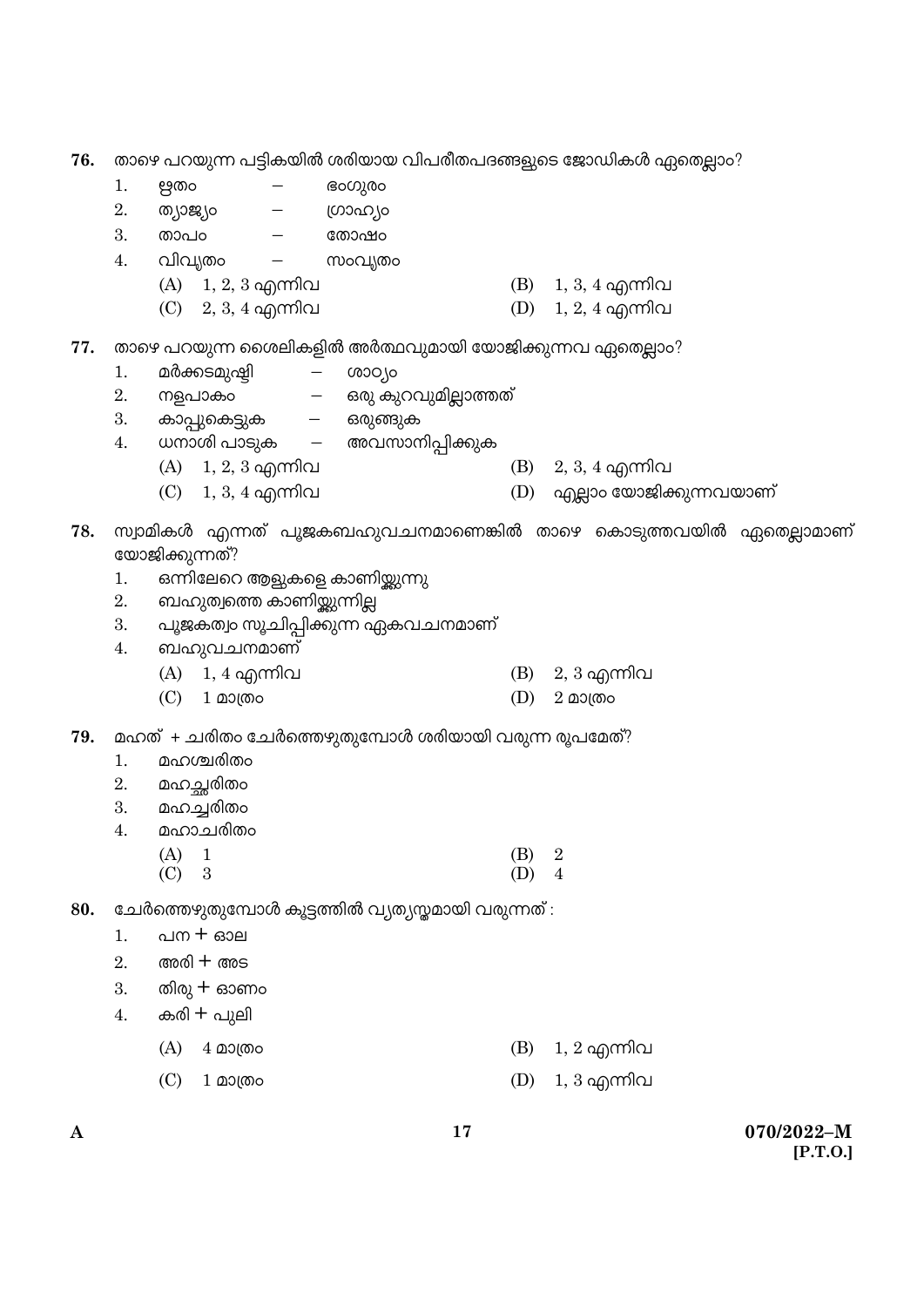76. താഴെ പറയുന്ന പട്ടികയിൽ ശരിയായ വിപരീതപദങ്ങളുടെ ജോഡികൾ ഏതെല്ലാം?

1. ഋതം – ഭംഗുരം
2. ത്യാജ്യം – ഗ്രാഹ്യം
3. താപം – തോഷം
4. വിവൃതം – സംവൃതം

(A) 1, 2, 3 എന്നിവ
(B) 1, 3, 4 എന്നിവ
(C) 2, 3, 4 എന്നിവ
(D) 1, 2, 4 എന്നിവ

77. താഴെ പറയുന്ന ശൈലികളിൽ അർത്ഥവുമായി യോജിക്കുന്നവ ഏതെല്ലാം?

1. മർക്കടമുഷ്ടി – ശാഠ്യം
2. നളപാകം – ഒരു കുറവുമില്ലാത്തത്
3. കാപ്പുകെട്ടുക – ഒരുങ്ങുക
4. ധനാശി പാടുക – അവസാനിപ്പിക്കുക

(A) 1, 2, 3 എന്നിവ
(B) 2, 3, 4 എന്നിവ
(C) 1, 3, 4 എന്നിവ
(D) എല്ലാം യോജിക്കുന്നവയാണ്

78. സ്വാമികൾ എന്നത് പൂജകബഹുവചനമാണെങ്കിൽ താഴെ കൊടുത്തവയിൽ ഏതെല്ലാമാണ് യോജിക്കുന്നത്?

1. ഒന്നിലേറെ ആളുകളെ കാണിക്കുന്നു
2. ബഹുത്വത്തെ കാണിക്കുന്നില്ല
3. പൂജകത്വം സൂചിപ്പിക്കുന്ന ഏകവചനമാണ്
4. ബഹുവചനമാണ്

(A) 1, 4 എന്നിവ
(B) 2, 3 എന്നിവ
(C) 1 മാത്രം
(D) 2 മാത്രം

79. മഹത് + ചരിതം ചേർത്തെഴുതുമ്പോൾ ശരിയായി വരുന്ന രൂപമേത്?

1. മഹശ്ചരിതം
2. മഹച്ഛരിതം
3. മഹച്ചരിതം
4. മഹാചരിതം

(A) 1
(B) 2
(C) 3
(D) 4

80. ചേർത്തെഴുതുമ്പോൾ കൂട്ടത്തിൽ വ്യത്യസ്തമായി വരുന്നത് :

1. പന + ഓല
2. അരി + അട
3. തിരു + ഓണം
4. കരി + പുലി

(A) 4 മാത്രം
(B) 1, 2 എന്നിവ
(C) 1 മാത്രം
(D) 1, 3 എന്നിവ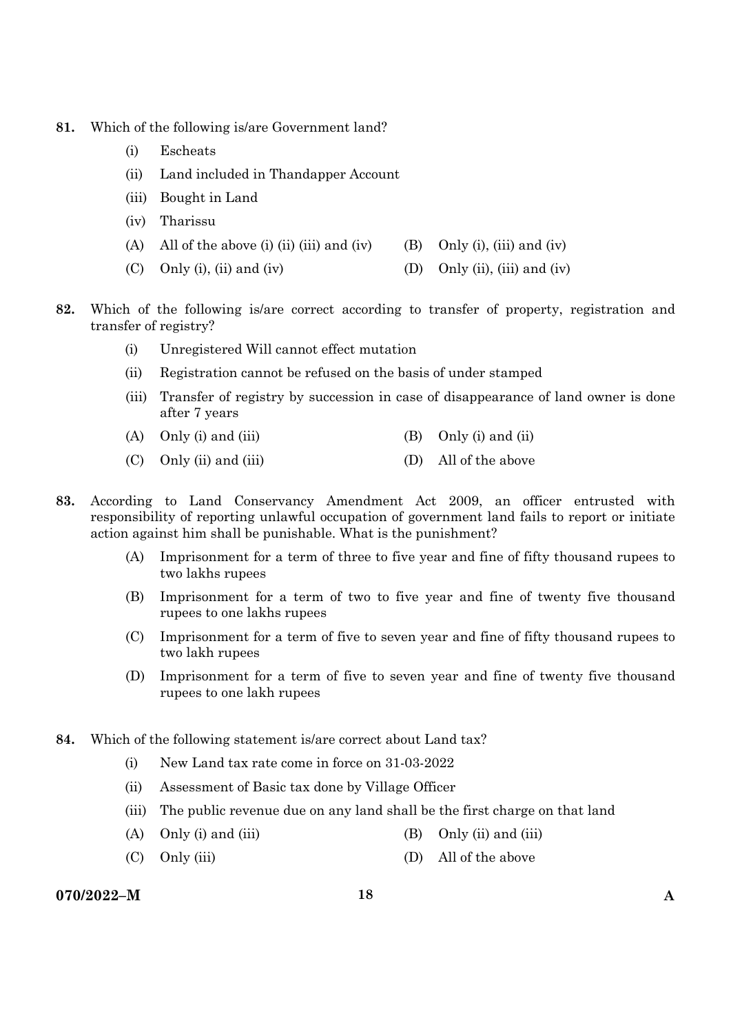81. Which of the following is/are Government land?

   (i) Escheats

   (ii) Land included in Thandapper Account

   (iii) Bought in Land

   (iv) Tharissu

   (A) All of the above (i) (ii) (iii) and (iv)
   (B) Only (i), (iii) and (iv)
   (C) Only (i), (ii) and (iv)
   (D) Only (ii), (iii) and (iv)

82. Which of the following is/are correct according to transfer of property, registration and transfer of registry?

   (i) Unregistered Will cannot effect mutation

   (ii) Registration cannot be refused on the basis of under stamped

   (iii) Transfer of registry by succession in case of disappearance of land owner is done after 7 years

   (A) Only (i) and (iii)
   (B) Only (i) and (ii)
   (C) Only (ii) and (iii)
   (D) All of the above

83. According to Land Conservancy Amendment Act 2009, an officer entrusted with responsibility of reporting unlawful occupation of government land fails to report or initiate action against him shall be punishable. What is the punishment?

   (A) Imprisonment for a term of three to five year and fine of fifty thousand rupees to two lakhs rupees

   (B) Imprisonment for a term of two to five year and fine of twenty five thousand rupees to one lakhs rupees

   (C) Imprisonment for a term of five to seven year and fine of fifty thousand rupees to two lakh rupees

   (D) Imprisonment for a term of five to seven year and fine of twenty five thousand rupees to one lakh rupees

84. Which of the following statement is/are correct about Land tax?

   (i) New Land tax rate come in force on 31-03-2022

   (ii) Assessment of Basic tax done by Village Officer

   (iii) The public revenue due on any land shall be the first charge on that land

   (A) Only (i) and (iii)
   (B) Only (ii) and (iii)
   (C) Only (iii)
   (D) All of the above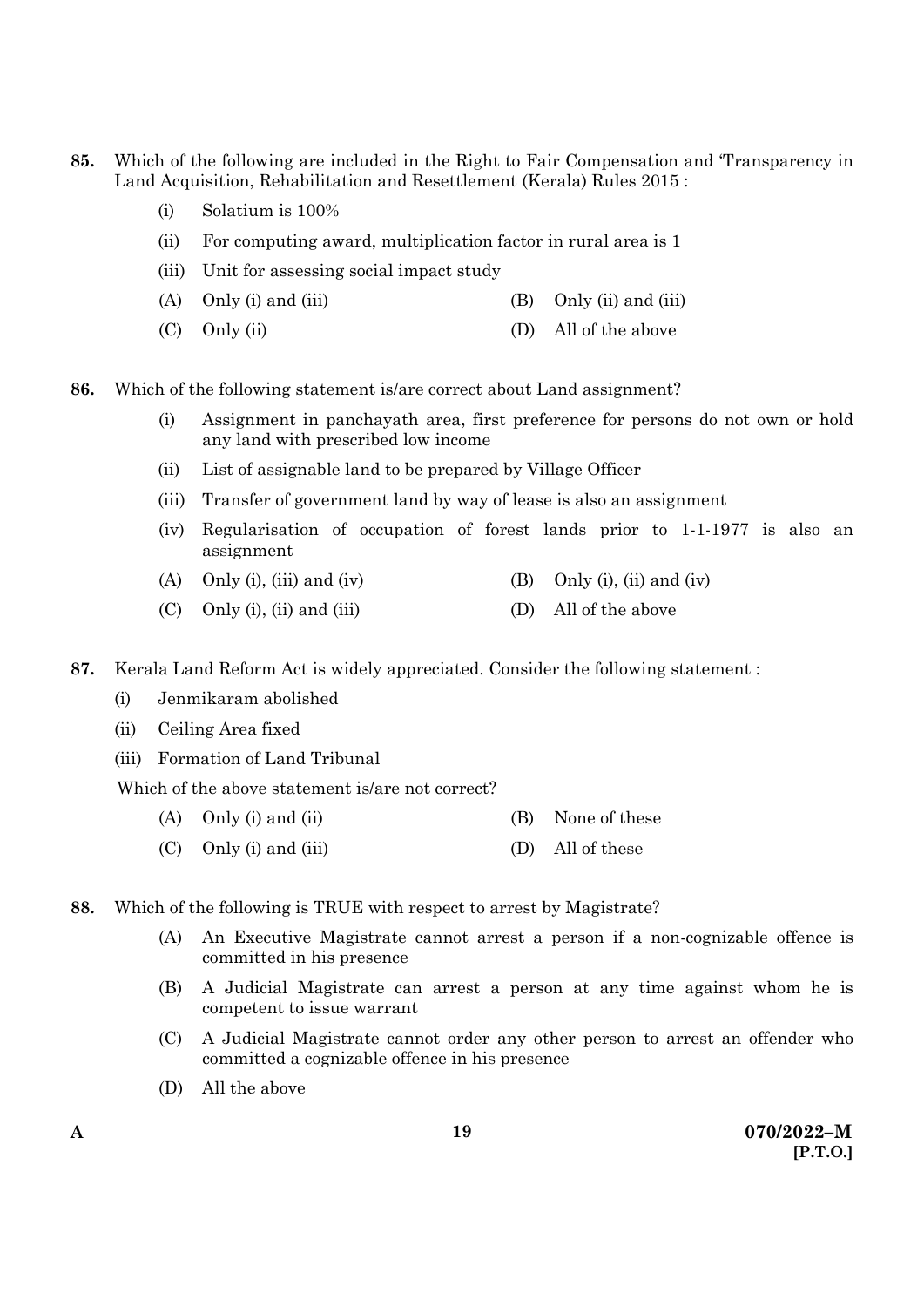**85.** Which of the following are included in the Right to Fair Compensation and 'Transparency in Land Acquisition, Rehabilitation and Resettlement (Kerala) Rules 2015 :

(i) Solatium is 100%

(ii) For computing award, multiplication factor in rural area is 1

(iii) Unit for assessing social impact study

(A) Only (i) and (iii)

(B) Only (ii) and (iii)

(C) Only (ii)

(D) All of the above

**86.** Which of the following statement is/are correct about Land assignment?

(i) Assignment in panchayath area, first preference for persons do not own or hold any land with prescribed low income

(ii) List of assignable land to be prepared by Village Officer

(iii) Transfer of government land by way of lease is also an assignment

(iv) Regularisation of occupation of forest lands prior to 1-1-1977 is also an assignment

(A) Only (i), (iii) and (iv)

(B) Only (i), (ii) and (iv)

(C) Only (i), (ii) and (iii)

(D) All of the above

**87.** Kerala Land Reform Act is widely appreciated. Consider the following statement :

(i) Jenmikaram abolished

(ii) Ceiling Area fixed

(iii) Formation of Land Tribunal

Which of the above statement is/are not correct?

(A) Only (i) and (ii)

(B) None of these

(C) Only (i) and (iii)

(D) All of these

**88.** Which of the following is TRUE with respect to arrest by Magistrate?

(A) An Executive Magistrate cannot arrest a person if a non-cognizable offence is committed in his presence

(B) A Judicial Magistrate can arrest a person at any time against whom he is competent to issue warrant

(C) A Judicial Magistrate cannot order any other person to arrest an offender who committed a cognizable offence in his presence

(D) All the above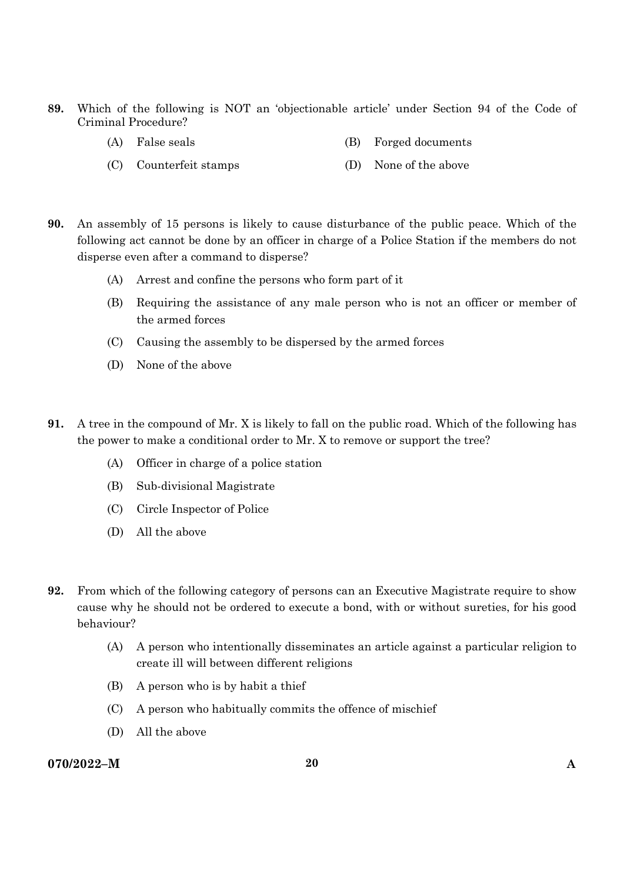**89.** Which of the following is NOT an 'objectionable article' under Section 94 of the Code of Criminal Procedure?

(A) False seals

(B) Forged documents

(C) Counterfeit stamps

(D) None of the above

**90.** An assembly of 15 persons is likely to cause disturbance of the public peace. Which of the following act cannot be done by an officer in charge of a Police Station if the members do not disperse even after a command to disperse?

(A) Arrest and confine the persons who form part of it

(B) Requiring the assistance of any male person who is not an officer or member of the armed forces

(C) Causing the assembly to be dispersed by the armed forces

(D) None of the above

**91.** A tree in the compound of Mr. X is likely to fall on the public road. Which of the following has the power to make a conditional order to Mr. X to remove or support the tree?

(A) Officer in charge of a police station

(B) Sub-divisional Magistrate

(C) Circle Inspector of Police

(D) All the above

**92.** From which of the following category of persons can an Executive Magistrate require to show cause why he should not be ordered to execute a bond, with or without sureties, for his good behaviour?

(A) A person who intentionally disseminates an article against a particular religion to create ill will between different religions

(B) A person who is by habit a thief

(C) A person who habitually commits the offence of mischief

(D) All the above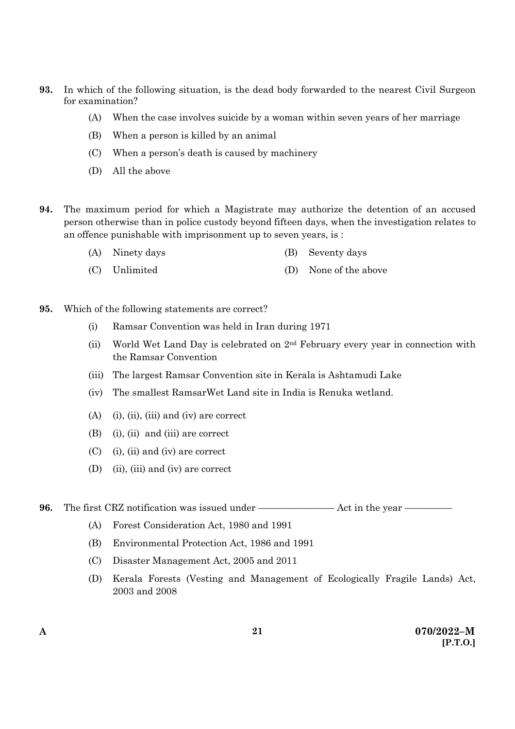**93.** In which of the following situation, is the dead body forwarded to the nearest Civil Surgeon for examination?

(A) When the case involves suicide by a woman within seven years of her marriage

(B) When a person is killed by an animal

(C) When a person's death is caused by machinery

(D) All the above

**94.** The maximum period for which a Magistrate may authorize the detention of an accused person otherwise than in police custody beyond fifteen days, when the investigation relates to an offence punishable with imprisonment up to seven years, is :

(A) Ninety days

(B) Seventy days

(C) Unlimited

(D) None of the above

**95.** Which of the following statements are correct?

(i) Ramsar Convention was held in Iran during 1971

(ii) World Wet Land Day is celebrated on 2nd February every year in connection with the Ramsar Convention

(iii) The largest Ramsar Convention site in Kerala is Ashtamudi Lake

(iv) The smallest RamsarWet Land site in India is Renuka wetland.

(A) (i), (ii), (iii) and (iv) are correct

(B) (i), (ii) and (iii) are correct

(C) (i), (ii) and (iv) are correct

(D) (ii), (iii) and (iv) are correct

**96.** The first CRZ notification was issued under ——————— Act in the year —————

(A) Forest Consideration Act, 1980 and 1991

(B) Environmental Protection Act, 1986 and 1991

(C) Disaster Management Act, 2005 and 2011

(D) Kerala Forests (Vesting and Management of Ecologically Fragile Lands) Act, 2003 and 2008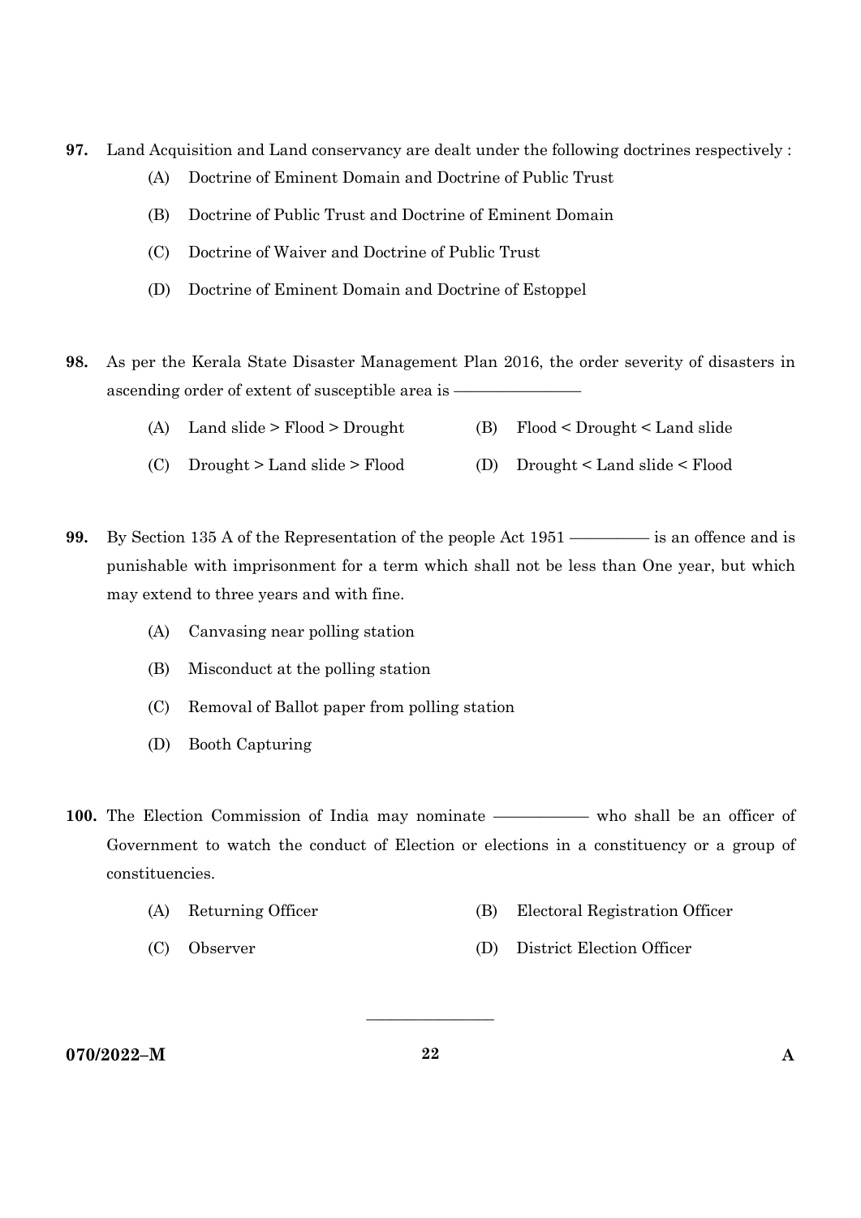97. Land Acquisition and Land conservancy are dealt under the following doctrines respectively :

 (A) Doctrine of Eminent Domain and Doctrine of Public Trust

 (B) Doctrine of Public Trust and Doctrine of Eminent Domain

 (C) Doctrine of Waiver and Doctrine of Public Trust

 (D) Doctrine of Eminent Domain and Doctrine of Estoppel

98. As per the Kerala State Disaster Management Plan 2016, the order severity of disasters in ascending order of extent of susceptible area is ————————

 (A) Land slide > Flood > Drought

 (B) Flood < Drought < Land slide

 (C) Drought > Land slide > Flood

 (D) Drought < Land slide < Flood

99. By Section 135 A of the Representation of the people Act 1951 ————— is an offence and is punishable with imprisonment for a term which shall not be less than One year, but which may extend to three years and with fine.

 (A) Canvasing near polling station

 (B) Misconduct at the polling station

 (C) Removal of Ballot paper from polling station

 (D) Booth Capturing

100. The Election Commission of India may nominate —————— who shall be an officer of Government to watch the conduct of Election or elections in a constituency or a group of constituencies.

 (A) Returning Officer

 (B) Electoral Registration Officer

 (C) Observer

 (D) District Election Officer

————————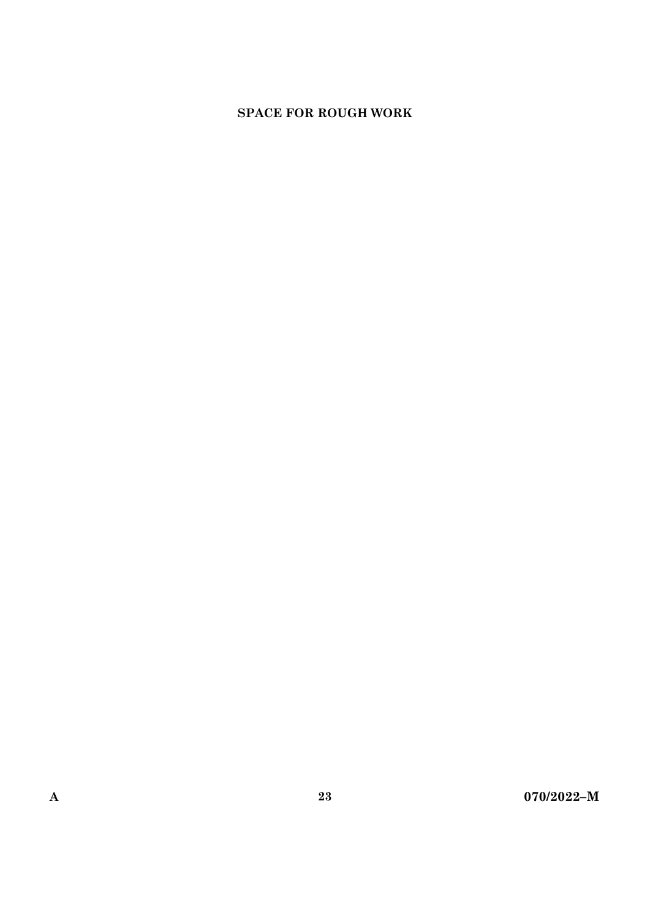**SPACE FOR ROUGH WORK**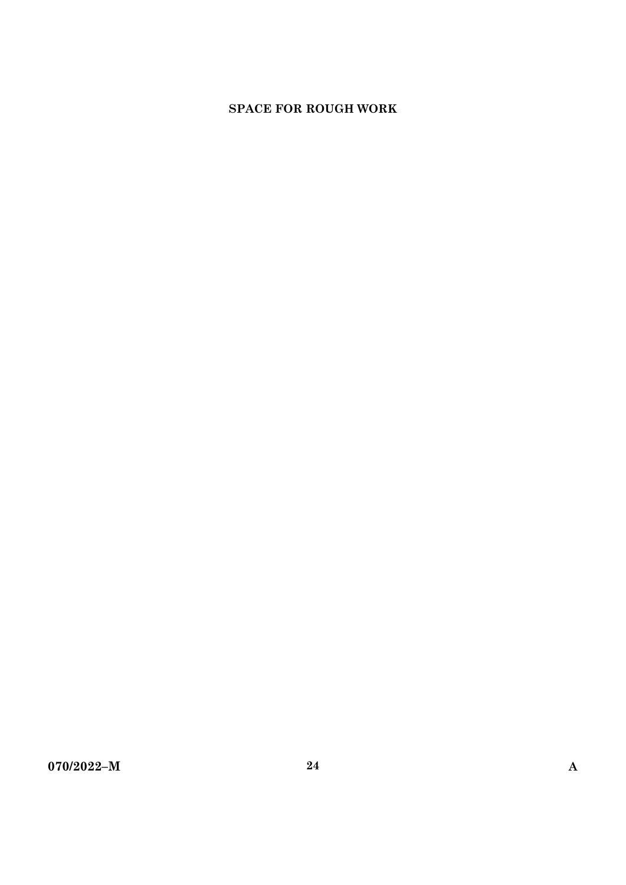**SPACE FOR ROUGH WORK**